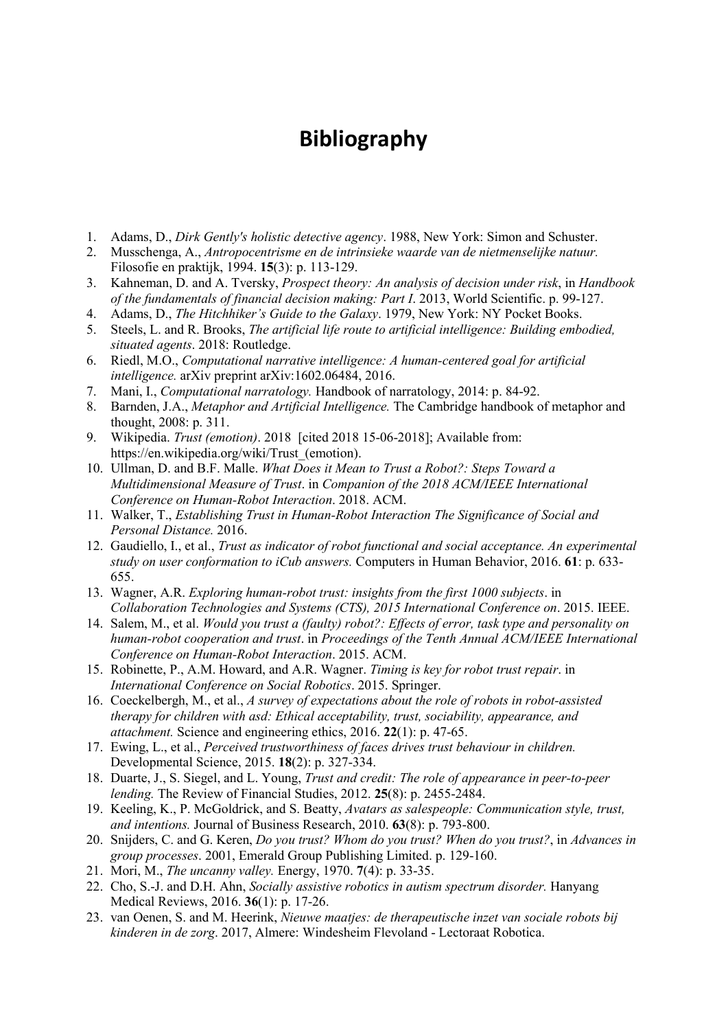# Bibliography

1. Adams, D., *Dirk Gently's holistic detective agency*. 1988, New York: Simon and Schuster.
2. Musschenga, A., *Antropocentrisme en de intrinsieke waarde van de nietmenselijke natuur.* Filosofie en praktijk, 1994. **15**(3): p. 113-129.
3. Kahneman, D. and A. Tversky, *Prospect theory: An analysis of decision under risk*, in *Handbook of the fundamentals of financial decision making: Part I*. 2013, World Scientific. p. 99-127.
4. Adams, D., *The Hitchhiker's Guide to the Galaxy*. 1979, New York: NY Pocket Books.
5. Steels, L. and R. Brooks, *The artificial life route to artificial intelligence: Building embodied, situated agents*. 2018: Routledge.
6. Riedl, M.O., *Computational narrative intelligence: A human-centered goal for artificial intelligence.* arXiv preprint arXiv:1602.06484, 2016.
7. Mani, I., *Computational narratology.* Handbook of narratology, 2014: p. 84-92.
8. Barnden, J.A., *Metaphor and Artificial Intelligence.* The Cambridge handbook of metaphor and thought, 2008: p. 311.
9. Wikipedia. *Trust (emotion)*. 2018 [cited 2018 15-06-2018]; Available from: https://en.wikipedia.org/wiki/Trust_(emotion).
10. Ullman, D. and B.F. Malle. *What Does it Mean to Trust a Robot?: Steps Toward a Multidimensional Measure of Trust*. in *Companion of the 2018 ACM/IEEE International Conference on Human-Robot Interaction*. 2018. ACM.
11. Walker, T., *Establishing Trust in Human-Robot Interaction The Significance of Social and Personal Distance.* 2016.
12. Gaudiello, I., et al., *Trust as indicator of robot functional and social acceptance. An experimental study on user conformation to iCub answers.* Computers in Human Behavior, 2016. **61**: p. 633-655.
13. Wagner, A.R. *Exploring human-robot trust: insights from the first 1000 subjects*. in *Collaboration Technologies and Systems (CTS), 2015 International Conference on*. 2015. IEEE.
14. Salem, M., et al. *Would you trust a (faulty) robot?: Effects of error, task type and personality on human-robot cooperation and trust*. in *Proceedings of the Tenth Annual ACM/IEEE International Conference on Human-Robot Interaction*. 2015. ACM.
15. Robinette, P., A.M. Howard, and A.R. Wagner. *Timing is key for robot trust repair*. in *International Conference on Social Robotics*. 2015. Springer.
16. Coeckelbergh, M., et al., *A survey of expectations about the role of robots in robot-assisted therapy for children with asd: Ethical acceptability, trust, sociability, appearance, and attachment.* Science and engineering ethics, 2016. **22**(1): p. 47-65.
17. Ewing, L., et al., *Perceived trustworthiness of faces drives trust behaviour in children.* Developmental Science, 2015. **18**(2): p. 327-334.
18. Duarte, J., S. Siegel, and L. Young, *Trust and credit: The role of appearance in peer-to-peer lending.* The Review of Financial Studies, 2012. **25**(8): p. 2455-2484.
19. Keeling, K., P. McGoldrick, and S. Beatty, *Avatars as salespeople: Communication style, trust, and intentions.* Journal of Business Research, 2010. **63**(8): p. 793-800.
20. Snijders, C. and G. Keren, *Do you trust? Whom do you trust? When do you trust?*, in *Advances in group processes*. 2001, Emerald Group Publishing Limited. p. 129-160.
21. Mori, M., *The uncanny valley.* Energy, 1970. **7**(4): p. 33-35.
22. Cho, S.-J. and D.H. Ahn, *Socially assistive robotics in autism spectrum disorder.* Hanyang Medical Reviews, 2016. **36**(1): p. 17-26.
23. van Oenen, S. and M. Heerink, *Nieuwe maatjes: de therapeutische inzet van sociale robots bij kinderen in de zorg*. 2017, Almere: Windesheim Flevoland - Lectoraat Robotica.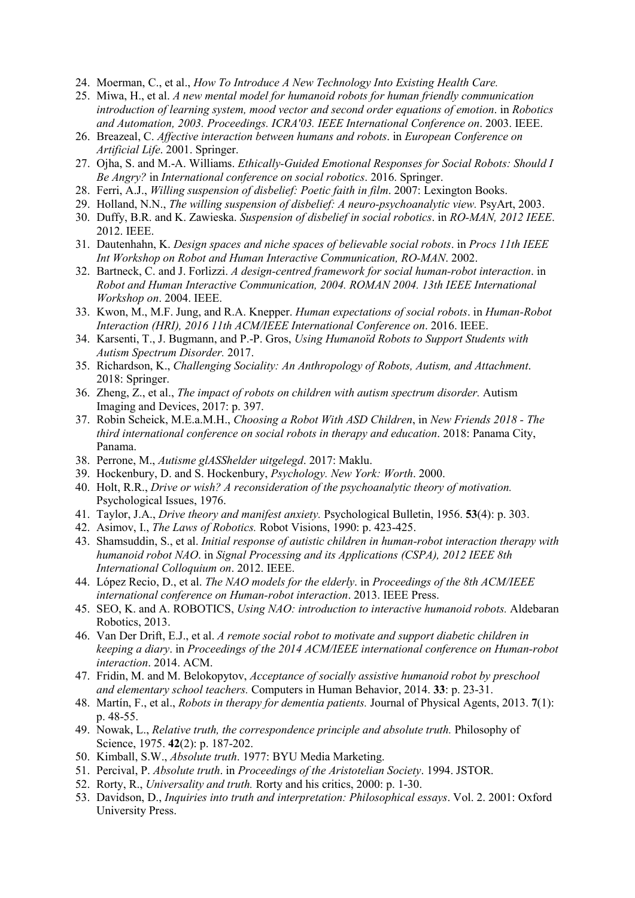24. Moerman, C., et al., *How To Introduce A New Technology Into Existing Health Care.*
25. Miwa, H., et al. *A new mental model for humanoid robots for human friendly communication introduction of learning system, mood vector and second order equations of emotion*. in *Robotics and Automation, 2003. Proceedings. ICRA'03. IEEE International Conference on*. 2003. IEEE.
26. Breazeal, C. *Affective interaction between humans and robots*. in *European Conference on Artificial Life*. 2001. Springer.
27. Ojha, S. and M.-A. Williams. *Ethically-Guided Emotional Responses for Social Robots: Should I Be Angry?* in *International conference on social robotics*. 2016. Springer.
28. Ferri, A.J., *Willing suspension of disbelief: Poetic faith in film*. 2007: Lexington Books.
29. Holland, N.N., *The willing suspension of disbelief: A neuro-psychoanalytic view.* PsyArt, 2003.
30. Duffy, B.R. and K. Zawieska. *Suspension of disbelief in social robotics*. in *RO-MAN, 2012 IEEE*. 2012. IEEE.
31. Dautenhahn, K. *Design spaces and niche spaces of believable social robots*. in *Procs 11th IEEE Int Workshop on Robot and Human Interactive Communication, RO-MAN*. 2002.
32. Bartneck, C. and J. Forlizzi. *A design-centred framework for social human-robot interaction*. in *Robot and Human Interactive Communication, 2004. ROMAN 2004. 13th IEEE International Workshop on*. 2004. IEEE.
33. Kwon, M., M.F. Jung, and R.A. Knepper. *Human expectations of social robots*. in *Human-Robot Interaction (HRI), 2016 11th ACM/IEEE International Conference on*. 2016. IEEE.
34. Karsenti, T., J. Bugmann, and P.-P. Gros, *Using Humanoïd Robots to Support Students with Autism Spectrum Disorder.* 2017.
35. Richardson, K., *Challenging Sociality: An Anthropology of Robots, Autism, and Attachment*. 2018: Springer.
36. Zheng, Z., et al., *The impact of robots on children with autism spectrum disorder.* Autism Imaging and Devices, 2017: p. 397.
37. Robin Scheick, M.E.a.M.H., *Choosing a Robot With ASD Children*, in *New Friends 2018 - The third international conference on social robots in therapy and education*. 2018: Panama City, Panama.
38. Perrone, M., *Autisme glASShelder uitgelegd*. 2017: Maklu.
39. Hockenbury, D. and S. Hockenbury, *Psychology. New York: Worth*. 2000.
40. Holt, R.R., *Drive or wish? A reconsideration of the psychoanalytic theory of motivation.* Psychological Issues, 1976.
41. Taylor, J.A., *Drive theory and manifest anxiety.* Psychological Bulletin, 1956. **53**(4): p. 303.
42. Asimov, I., *The Laws of Robotics.* Robot Visions, 1990: p. 423-425.
43. Shamsuddin, S., et al. *Initial response of autistic children in human-robot interaction therapy with humanoid robot NAO*. in *Signal Processing and its Applications (CSPA), 2012 IEEE 8th International Colloquium on*. 2012. IEEE.
44. López Recio, D., et al. *The NAO models for the elderly*. in *Proceedings of the 8th ACM/IEEE international conference on Human-robot interaction*. 2013. IEEE Press.
45. SEO, K. and A. ROBOTICS, *Using NAO: introduction to interactive humanoid robots.* Aldebaran Robotics, 2013.
46. Van Der Drift, E.J., et al. *A remote social robot to motivate and support diabetic children in keeping a diary*. in *Proceedings of the 2014 ACM/IEEE international conference on Human-robot interaction*. 2014. ACM.
47. Fridin, M. and M. Belokopytov, *Acceptance of socially assistive humanoid robot by preschool and elementary school teachers.* Computers in Human Behavior, 2014. **33**: p. 23-31.
48. Martín, F., et al., *Robots in therapy for dementia patients.* Journal of Physical Agents, 2013. **7**(1): p. 48-55.
49. Nowak, L., *Relative truth, the correspondence principle and absolute truth.* Philosophy of Science, 1975. **42**(2): p. 187-202.
50. Kimball, S.W., *Absolute truth*. 1977: BYU Media Marketing.
51. Percival, P. *Absolute truth*. in *Proceedings of the Aristotelian Society*. 1994. JSTOR.
52. Rorty, R., *Universality and truth.* Rorty and his critics, 2000: p. 1-30.
53. Davidson, D., *Inquiries into truth and interpretation: Philosophical essays*. Vol. 2. 2001: Oxford University Press.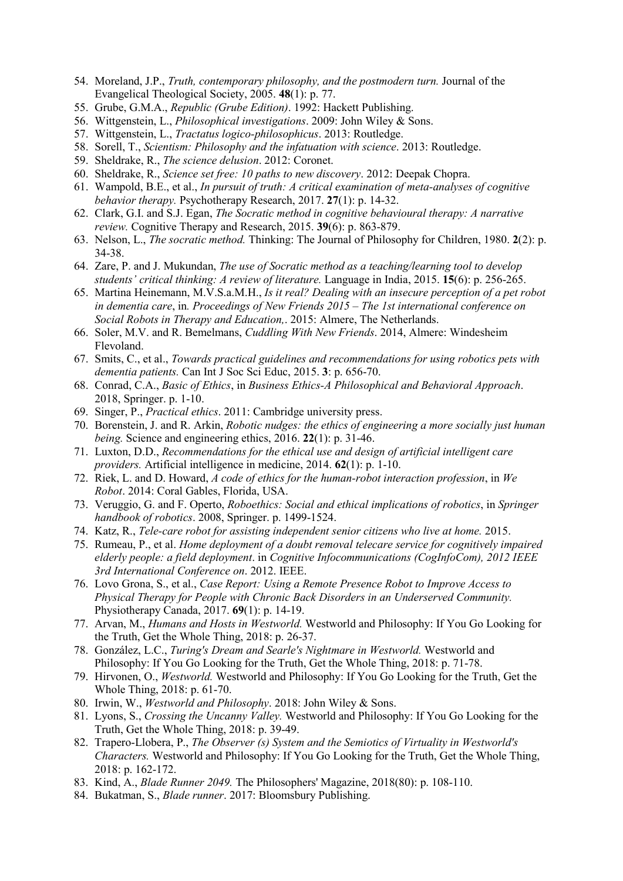54. Moreland, J.P., *Truth, contemporary philosophy, and the postmodern turn.* Journal of the Evangelical Theological Society, 2005. **48**(1): p. 77.
55. Grube, G.M.A., *Republic (Grube Edition)*. 1992: Hackett Publishing.
56. Wittgenstein, L., *Philosophical investigations*. 2009: John Wiley & Sons.
57. Wittgenstein, L., *Tractatus logico-philosophicus*. 2013: Routledge.
58. Sorell, T., *Scientism: Philosophy and the infatuation with science*. 2013: Routledge.
59. Sheldrake, R., *The science delusion*. 2012: Coronet.
60. Sheldrake, R., *Science set free: 10 paths to new discovery*. 2012: Deepak Chopra.
61. Wampold, B.E., et al., *In pursuit of truth: A critical examination of meta-analyses of cognitive behavior therapy.* Psychotherapy Research, 2017. **27**(1): p. 14-32.
62. Clark, G.I. and S.J. Egan, *The Socratic method in cognitive behavioural therapy: A narrative review.* Cognitive Therapy and Research, 2015. **39**(6): p. 863-879.
63. Nelson, L., *The socratic method.* Thinking: The Journal of Philosophy for Children, 1980. **2**(2): p. 34-38.
64. Zare, P. and J. Mukundan, *The use of Socratic method as a teaching/learning tool to develop students' critical thinking: A review of literature.* Language in India, 2015. **15**(6): p. 256-265.
65. Martina Heinemann, M.V.S.a.M.H., *Is it real? Dealing with an insecure perception of a pet robot in dementia care*, in *Proceedings of New Friends 2015 – The 1st international conference on Social Robots in Therapy and Education,*. 2015: Almere, The Netherlands.
66. Soler, M.V. and R. Bemelmans, *Cuddling With New Friends*. 2014, Almere: Windesheim Flevoland.
67. Smits, C., et al., *Towards practical guidelines and recommendations for using robotics pets with dementia patients.* Can Int J Soc Sci Educ, 2015. **3**: p. 656-70.
68. Conrad, C.A., *Basic of Ethics*, in *Business Ethics-A Philosophical and Behavioral Approach*. 2018, Springer. p. 1-10.
69. Singer, P., *Practical ethics*. 2011: Cambridge university press.
70. Borenstein, J. and R. Arkin, *Robotic nudges: the ethics of engineering a more socially just human being.* Science and engineering ethics, 2016. **22**(1): p. 31-46.
71. Luxton, D.D., *Recommendations for the ethical use and design of artificial intelligent care providers.* Artificial intelligence in medicine, 2014. **62**(1): p. 1-10.
72. Riek, L. and D. Howard, *A code of ethics for the human-robot interaction profession*, in *We Robot*. 2014: Coral Gables, Florida, USA.
73. Veruggio, G. and F. Operto, *Roboethics: Social and ethical implications of robotics*, in *Springer handbook of robotics*. 2008, Springer. p. 1499-1524.
74. Katz, R., *Tele-care robot for assisting independent senior citizens who live at home.* 2015.
75. Rumeau, P., et al. *Home deployment of a doubt removal telecare service for cognitively impaired elderly people: a field deployment*. in *Cognitive Infocommunications (CogInfoCom), 2012 IEEE 3rd International Conference on*. 2012. IEEE.
76. Lovo Grona, S., et al., *Case Report: Using a Remote Presence Robot to Improve Access to Physical Therapy for People with Chronic Back Disorders in an Underserved Community.* Physiotherapy Canada, 2017. **69**(1): p. 14-19.
77. Arvan, M., *Humans and Hosts in Westworld.* Westworld and Philosophy: If You Go Looking for the Truth, Get the Whole Thing, 2018: p. 26-37.
78. González, L.C., *Turing's Dream and Searle's Nightmare in Westworld.* Westworld and Philosophy: If You Go Looking for the Truth, Get the Whole Thing, 2018: p. 71-78.
79. Hirvonen, O., *Westworld.* Westworld and Philosophy: If You Go Looking for the Truth, Get the Whole Thing, 2018: p. 61-70.
80. Irwin, W., *Westworld and Philosophy*. 2018: John Wiley & Sons.
81. Lyons, S., *Crossing the Uncanny Valley.* Westworld and Philosophy: If You Go Looking for the Truth, Get the Whole Thing, 2018: p. 39-49.
82. Trapero-Llobera, P., *The Observer (s) System and the Semiotics of Virtuality in Westworld's Characters.* Westworld and Philosophy: If You Go Looking for the Truth, Get the Whole Thing, 2018: p. 162-172.
83. Kind, A., *Blade Runner 2049.* The Philosophers' Magazine, 2018(80): p. 108-110.
84. Bukatman, S., *Blade runner*. 2017: Bloomsbury Publishing.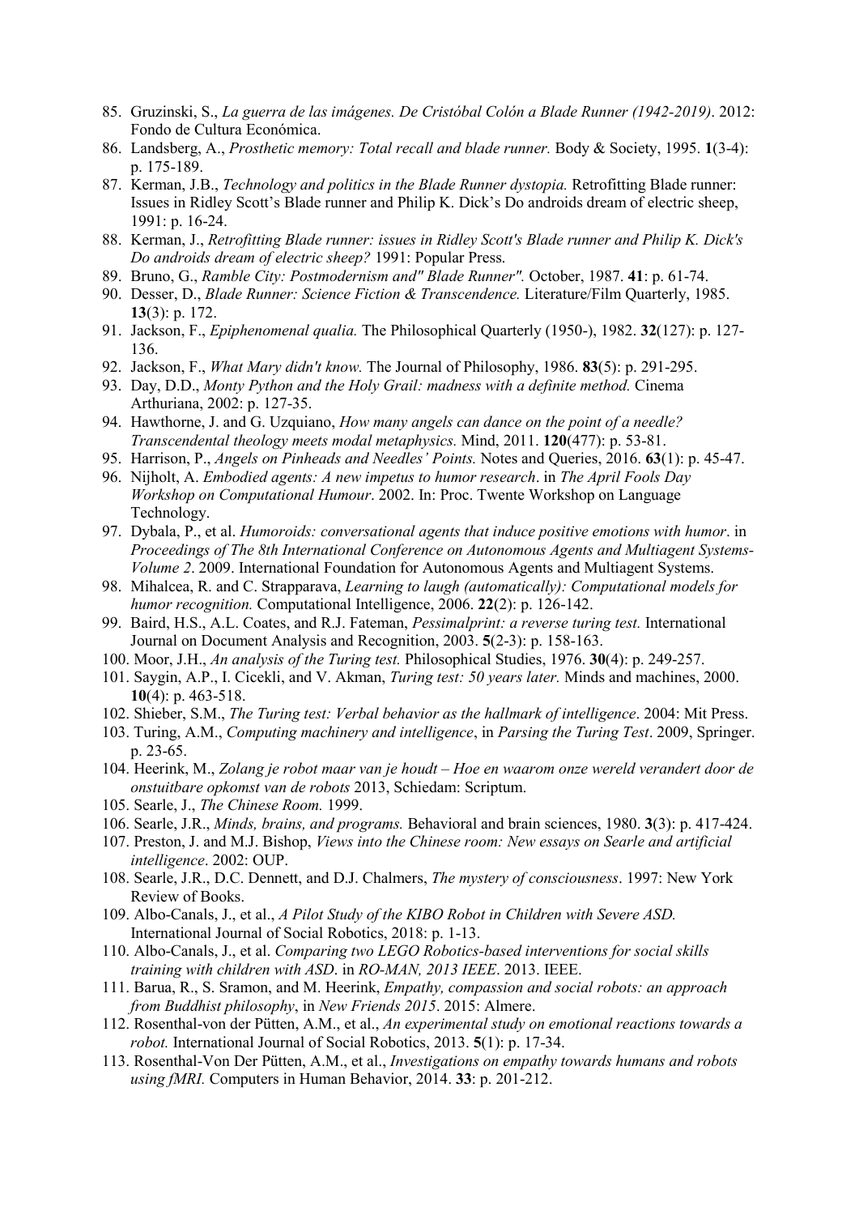85. Gruzinski, S., *La guerra de las imágenes. De Cristóbal Colón a Blade Runner (1942-2019)*. 2012: Fondo de Cultura Económica.
86. Landsberg, A., *Prosthetic memory: Total recall and blade runner.* Body & Society, 1995. **1**(3-4): p. 175-189.
87. Kerman, J.B., *Technology and politics in the Blade Runner dystopia.* Retrofitting Blade runner: Issues in Ridley Scott's Blade runner and Philip K. Dick's Do androids dream of electric sheep, 1991: p. 16-24.
88. Kerman, J., *Retrofitting Blade runner: issues in Ridley Scott's Blade runner and Philip K. Dick's Do androids dream of electric sheep?* 1991: Popular Press.
89. Bruno, G., *Ramble City: Postmodernism and" Blade Runner".* October, 1987. **41**: p. 61-74.
90. Desser, D., *Blade Runner: Science Fiction & Transcendence.* Literature/Film Quarterly, 1985. **13**(3): p. 172.
91. Jackson, F., *Epiphenomenal qualia.* The Philosophical Quarterly (1950-), 1982. **32**(127): p. 127-136.
92. Jackson, F., *What Mary didn't know.* The Journal of Philosophy, 1986. **83**(5): p. 291-295.
93. Day, D.D., *Monty Python and the Holy Grail: madness with a definite method.* Cinema Arthuriana, 2002: p. 127-35.
94. Hawthorne, J. and G. Uzquiano, *How many angels can dance on the point of a needle? Transcendental theology meets modal metaphysics.* Mind, 2011. **120**(477): p. 53-81.
95. Harrison, P., *Angels on Pinheads and Needles' Points.* Notes and Queries, 2016. **63**(1): p. 45-47.
96. Nijholt, A. *Embodied agents: A new impetus to humor research*. in *The April Fools Day Workshop on Computational Humour*. 2002. In: Proc. Twente Workshop on Language Technology.
97. Dybala, P., et al. *Humoroids: conversational agents that induce positive emotions with humor*. in *Proceedings of The 8th International Conference on Autonomous Agents and Multiagent Systems-Volume 2*. 2009. International Foundation for Autonomous Agents and Multiagent Systems.
98. Mihalcea, R. and C. Strapparava, *Learning to laugh (automatically): Computational models for humor recognition.* Computational Intelligence, 2006. **22**(2): p. 126-142.
99. Baird, H.S., A.L. Coates, and R.J. Fateman, *Pessimalprint: a reverse turing test.* International Journal on Document Analysis and Recognition, 2003. **5**(2-3): p. 158-163.
100. Moor, J.H., *An analysis of the Turing test.* Philosophical Studies, 1976. **30**(4): p. 249-257.
101. Saygin, A.P., I. Cicekli, and V. Akman, *Turing test: 50 years later.* Minds and machines, 2000. **10**(4): p. 463-518.
102. Shieber, S.M., *The Turing test: Verbal behavior as the hallmark of intelligence*. 2004: Mit Press.
103. Turing, A.M., *Computing machinery and intelligence*, in *Parsing the Turing Test*. 2009, Springer. p. 23-65.
104. Heerink, M., *Zolang je robot maar van je houdt – Hoe en waarom onze wereld verandert door de onstuitbare opkomst van de robots* 2013, Schiedam: Scriptum.
105. Searle, J., *The Chinese Room.* 1999.
106. Searle, J.R., *Minds, brains, and programs.* Behavioral and brain sciences, 1980. **3**(3): p. 417-424.
107. Preston, J. and M.J. Bishop, *Views into the Chinese room: New essays on Searle and artificial intelligence*. 2002: OUP.
108. Searle, J.R., D.C. Dennett, and D.J. Chalmers, *The mystery of consciousness*. 1997: New York Review of Books.
109. Albo-Canals, J., et al., *A Pilot Study of the KIBO Robot in Children with Severe ASD.* International Journal of Social Robotics, 2018: p. 1-13.
110. Albo-Canals, J., et al. *Comparing two LEGO Robotics-based interventions for social skills training with children with ASD*. in *RO-MAN, 2013 IEEE*. 2013. IEEE.
111. Barua, R., S. Sramon, and M. Heerink, *Empathy, compassion and social robots: an approach from Buddhist philosophy*, in *New Friends 2015*. 2015: Almere.
112. Rosenthal-von der Pütten, A.M., et al., *An experimental study on emotional reactions towards a robot.* International Journal of Social Robotics, 2013. **5**(1): p. 17-34.
113. Rosenthal-Von Der Pütten, A.M., et al., *Investigations on empathy towards humans and robots using fMRI.* Computers in Human Behavior, 2014. **33**: p. 201-212.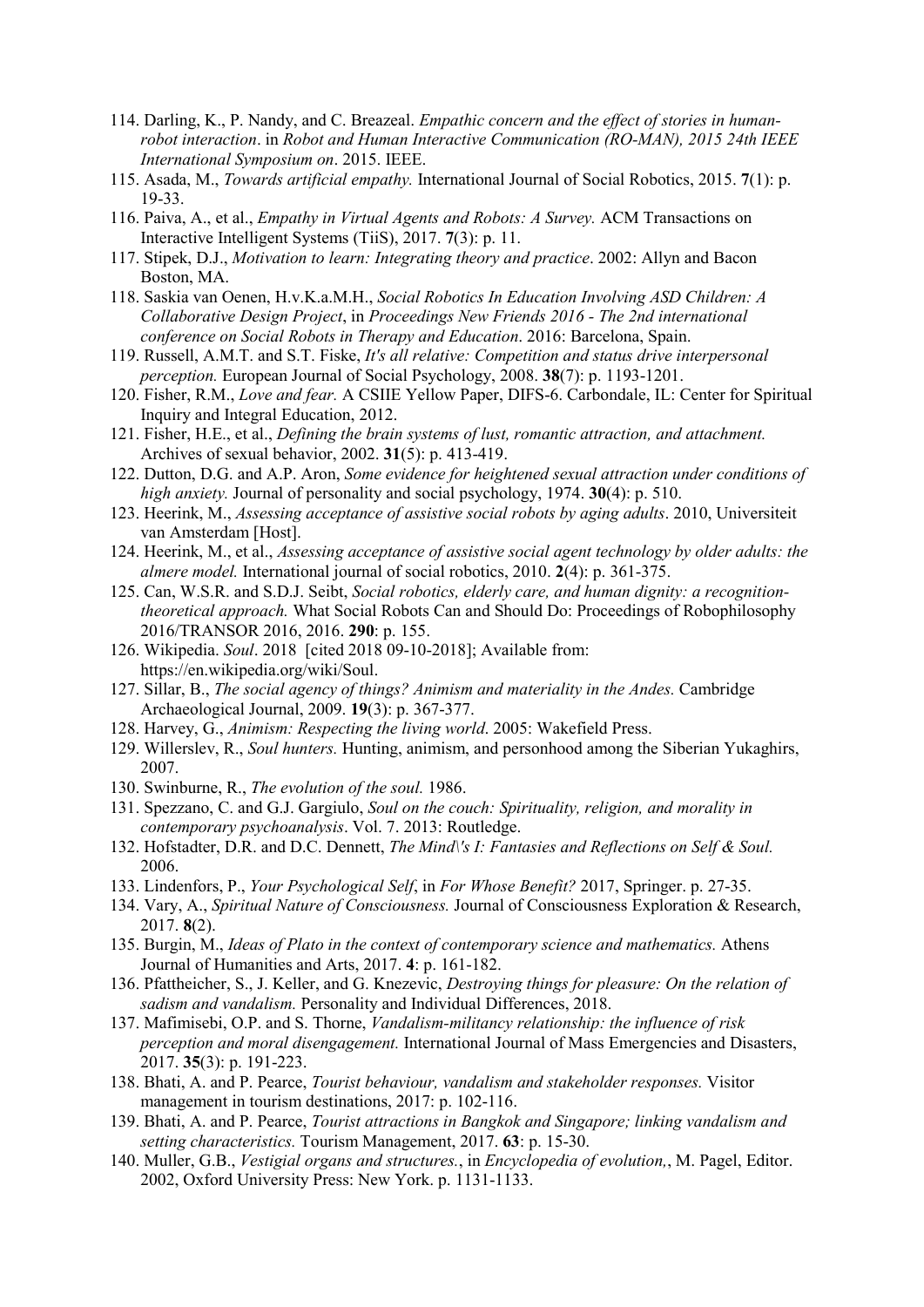114. Darling, K., P. Nandy, and C. Breazeal. *Empathic concern and the effect of stories in human-robot interaction*. in *Robot and Human Interactive Communication (RO-MAN), 2015 24th IEEE International Symposium on*. 2015. IEEE.
115. Asada, M., *Towards artificial empathy.* International Journal of Social Robotics, 2015. **7**(1): p. 19-33.
116. Paiva, A., et al., *Empathy in Virtual Agents and Robots: A Survey.* ACM Transactions on Interactive Intelligent Systems (TiiS), 2017. **7**(3): p. 11.
117. Stipek, D.J., *Motivation to learn: Integrating theory and practice*. 2002: Allyn and Bacon Boston, MA.
118. Saskia van Oenen, H.v.K.a.M.H., *Social Robotics In Education Involving ASD Children: A Collaborative Design Project*, in *Proceedings New Friends 2016 - The 2nd international conference on Social Robots in Therapy and Education*. 2016: Barcelona, Spain.
119. Russell, A.M.T. and S.T. Fiske, *It's all relative: Competition and status drive interpersonal perception.* European Journal of Social Psychology, 2008. **38**(7): p. 1193-1201.
120. Fisher, R.M., *Love and fear.* A CSIIE Yellow Paper, DIFS-6. Carbondale, IL: Center for Spiritual Inquiry and Integral Education, 2012.
121. Fisher, H.E., et al., *Defining the brain systems of lust, romantic attraction, and attachment.* Archives of sexual behavior, 2002. **31**(5): p. 413-419.
122. Dutton, D.G. and A.P. Aron, *Some evidence for heightened sexual attraction under conditions of high anxiety.* Journal of personality and social psychology, 1974. **30**(4): p. 510.
123. Heerink, M., *Assessing acceptance of assistive social robots by aging adults*. 2010, Universiteit van Amsterdam [Host].
124. Heerink, M., et al., *Assessing acceptance of assistive social agent technology by older adults: the almere model.* International journal of social robotics, 2010. **2**(4): p. 361-375.
125. Can, W.S.R. and S.D.J. Seibt, *Social robotics, elderly care, and human dignity: a recognition-theoretical approach.* What Social Robots Can and Should Do: Proceedings of Robophilosophy 2016/TRANSOR 2016, 2016. **290**: p. 155.
126. Wikipedia. *Soul*. 2018 [cited 2018 09-10-2018]; Available from: https://en.wikipedia.org/wiki/Soul.
127. Sillar, B., *The social agency of things? Animism and materiality in the Andes.* Cambridge Archaeological Journal, 2009. **19**(3): p. 367-377.
128. Harvey, G., *Animism: Respecting the living world*. 2005: Wakefield Press.
129. Willerslev, R., *Soul hunters.* Hunting, animism, and personhood among the Siberian Yukaghirs, 2007.
130. Swinburne, R., *The evolution of the soul.* 1986.
131. Spezzano, C. and G.J. Gargiulo, *Soul on the couch: Spirituality, religion, and morality in contemporary psychoanalysis*. Vol. 7. 2013: Routledge.
132. Hofstadter, D.R. and D.C. Dennett, *The Mind\'s I: Fantasies and Reflections on Self & Soul.* 2006.
133. Lindenfors, P., *Your Psychological Self*, in *For Whose Benefit?* 2017, Springer. p. 27-35.
134. Vary, A., *Spiritual Nature of Consciousness.* Journal of Consciousness Exploration & Research, 2017. **8**(2).
135. Burgin, M., *Ideas of Plato in the context of contemporary science and mathematics.* Athens Journal of Humanities and Arts, 2017. **4**: p. 161-182.
136. Pfattheicher, S., J. Keller, and G. Knezevic, *Destroying things for pleasure: On the relation of sadism and vandalism.* Personality and Individual Differences, 2018.
137. Mafimisebi, O.P. and S. Thorne, *Vandalism-militancy relationship: the influence of risk perception and moral disengagement.* International Journal of Mass Emergencies and Disasters, 2017. **35**(3): p. 191-223.
138. Bhati, A. and P. Pearce, *Tourist behaviour, vandalism and stakeholder responses.* Visitor management in tourism destinations, 2017: p. 102-116.
139. Bhati, A. and P. Pearce, *Tourist attractions in Bangkok and Singapore; linking vandalism and setting characteristics.* Tourism Management, 2017. **63**: p. 15-30.
140. Muller, G.B., *Vestigial organs and structures.*, in *Encyclopedia of evolution,*, M. Pagel, Editor. 2002, Oxford University Press: New York. p. 1131-1133.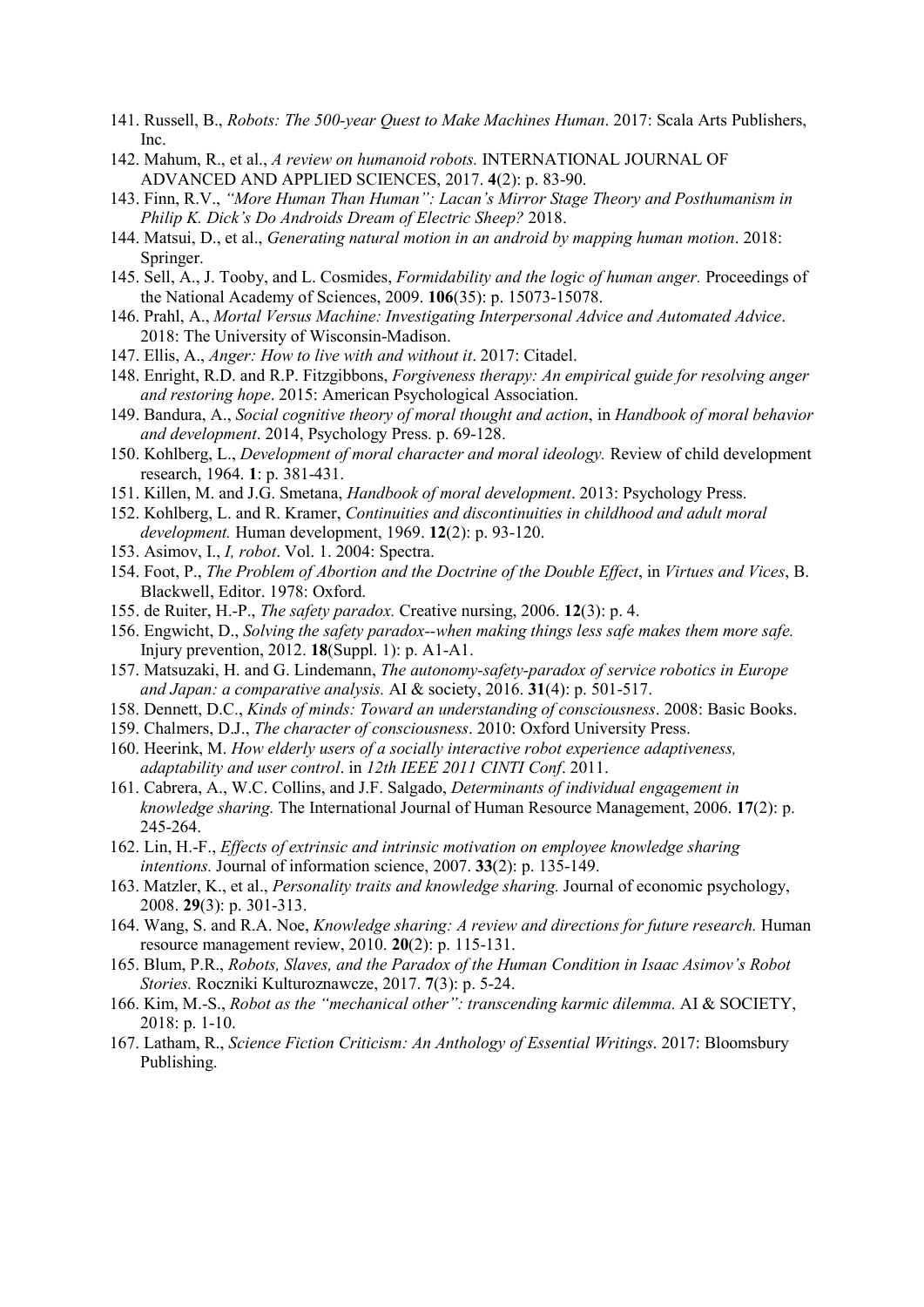141. Russell, B., *Robots: The 500-year Quest to Make Machines Human*. 2017: Scala Arts Publishers, Inc.
142. Mahum, R., et al., *A review on humanoid robots.* INTERNATIONAL JOURNAL OF ADVANCED AND APPLIED SCIENCES, 2017. **4**(2): p. 83-90.
143. Finn, R.V., *"More Human Than Human": Lacan's Mirror Stage Theory and Posthumanism in Philip K. Dick's Do Androids Dream of Electric Sheep?* 2018.
144. Matsui, D., et al., *Generating natural motion in an android by mapping human motion*. 2018: Springer.
145. Sell, A., J. Tooby, and L. Cosmides, *Formidability and the logic of human anger.* Proceedings of the National Academy of Sciences, 2009. **106**(35): p. 15073-15078.
146. Prahl, A., *Mortal Versus Machine: Investigating Interpersonal Advice and Automated Advice*. 2018: The University of Wisconsin-Madison.
147. Ellis, A., *Anger: How to live with and without it*. 2017: Citadel.
148. Enright, R.D. and R.P. Fitzgibbons, *Forgiveness therapy: An empirical guide for resolving anger and restoring hope*. 2015: American Psychological Association.
149. Bandura, A., *Social cognitive theory of moral thought and action*, in *Handbook of moral behavior and development*. 2014, Psychology Press. p. 69-128.
150. Kohlberg, L., *Development of moral character and moral ideology.* Review of child development research, 1964. **1**: p. 381-431.
151. Killen, M. and J.G. Smetana, *Handbook of moral development*. 2013: Psychology Press.
152. Kohlberg, L. and R. Kramer, *Continuities and discontinuities in childhood and adult moral development.* Human development, 1969. **12**(2): p. 93-120.
153. Asimov, I., *I, robot*. Vol. 1. 2004: Spectra.
154. Foot, P., *The Problem of Abortion and the Doctrine of the Double Effect*, in *Virtues and Vices*, B. Blackwell, Editor. 1978: Oxford.
155. de Ruiter, H.-P., *The safety paradox.* Creative nursing, 2006. **12**(3): p. 4.
156. Engwicht, D., *Solving the safety paradox--when making things less safe makes them more safe.* Injury prevention, 2012. **18**(Suppl. 1): p. A1-A1.
157. Matsuzaki, H. and G. Lindemann, *The autonomy-safety-paradox of service robotics in Europe and Japan: a comparative analysis.* AI & society, 2016. **31**(4): p. 501-517.
158. Dennett, D.C., *Kinds of minds: Toward an understanding of consciousness*. 2008: Basic Books.
159. Chalmers, D.J., *The character of consciousness*. 2010: Oxford University Press.
160. Heerink, M. *How elderly users of a socially interactive robot experience adaptiveness, adaptability and user control*. in *12th IEEE 2011 CINTI Conf*. 2011.
161. Cabrera, A., W.C. Collins, and J.F. Salgado, *Determinants of individual engagement in knowledge sharing.* The International Journal of Human Resource Management, 2006. **17**(2): p. 245-264.
162. Lin, H.-F., *Effects of extrinsic and intrinsic motivation on employee knowledge sharing intentions.* Journal of information science, 2007. **33**(2): p. 135-149.
163. Matzler, K., et al., *Personality traits and knowledge sharing.* Journal of economic psychology, 2008. **29**(3): p. 301-313.
164. Wang, S. and R.A. Noe, *Knowledge sharing: A review and directions for future research.* Human resource management review, 2010. **20**(2): p. 115-131.
165. Blum, P.R., *Robots, Slaves, and the Paradox of the Human Condition in Isaac Asimov's Robot Stories.* Roczniki Kulturoznawcze, 2017. **7**(3): p. 5-24.
166. Kim, M.-S., *Robot as the "mechanical other": transcending karmic dilemma.* AI & SOCIETY, 2018: p. 1-10.
167. Latham, R., *Science Fiction Criticism: An Anthology of Essential Writings*. 2017: Bloomsbury Publishing.